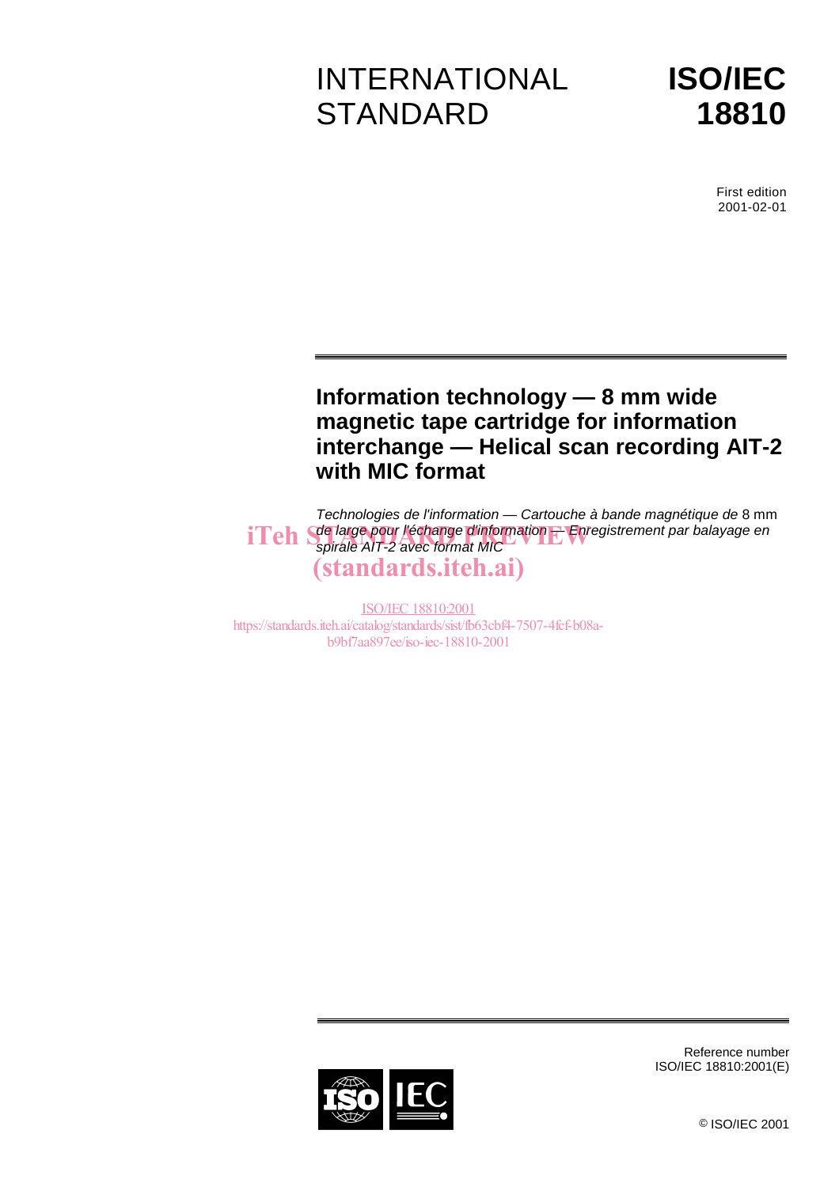# INTERNATIONAL STANDARD

# ISO/IEC 18810

First edition
2001-02-01

## Information technology — 8 mm wide magnetic tape cartridge for information interchange — Helical scan recording AIT-2 with MIC format

*Technologies de l'information — Cartouche à bande magnétique de* 8 mm *de large pour l'échange d'information — Enregistrement par balayage en spirale AIT-2 avec format MIC*

iTeh STANDARD PREVIEW
(standards.iteh.ai)

ISO/IEC 18810:2001
https://standards.iteh.ai/catalog/standards/sist/fb63cbf4-7507-4fcf-b08a-b9bf7aa897ee/iso-iec-18810-2001

Reference number
ISO/IEC 18810:2001(E)

© ISO/IEC 2001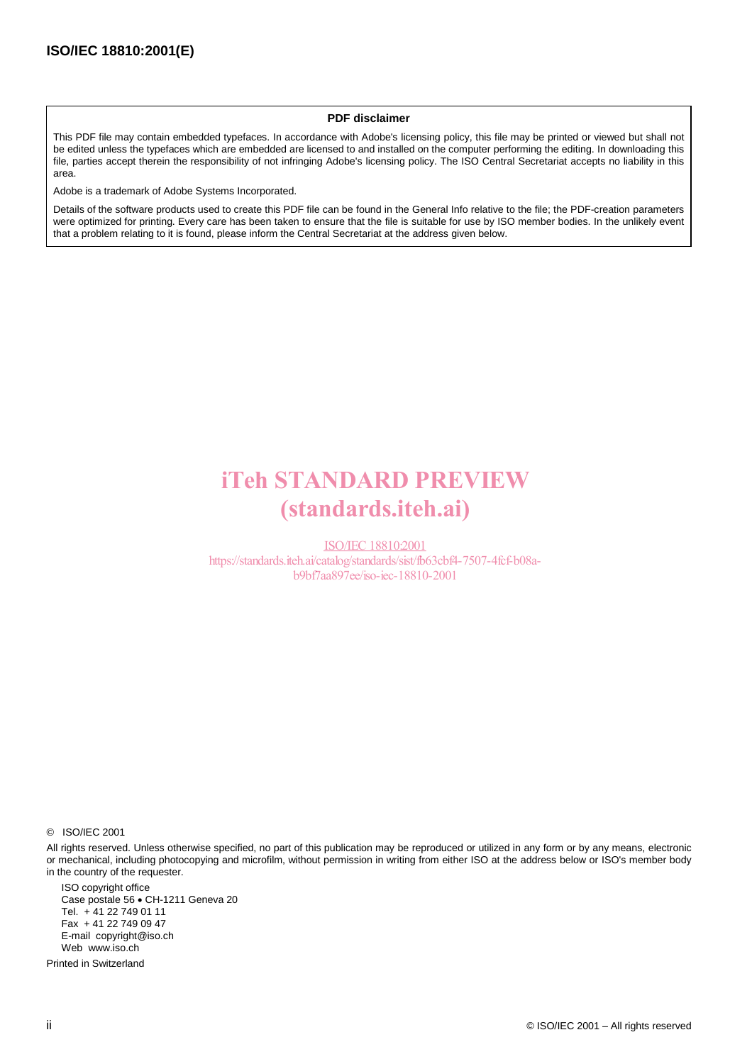**PDF disclaimer**

This PDF file may contain embedded typefaces. In accordance with Adobe's licensing policy, this file may be printed or viewed but shall not be edited unless the typefaces which are embedded are licensed to and installed on the computer performing the editing. In downloading this file, parties accept therein the responsibility of not infringing Adobe's licensing policy. The ISO Central Secretariat accepts no liability in this area.

Adobe is a trademark of Adobe Systems Incorporated.

Details of the software products used to create this PDF file can be found in the General Info relative to the file; the PDF-creation parameters were optimized for printing. Every care has been taken to ensure that the file is suitable for use by ISO member bodies. In the unlikely event that a problem relating to it is found, please inform the Central Secretariat at the address given below.

iTeh STANDARD PREVIEW
(standards.iteh.ai)

ISO/IEC 18810:2001
https://standards.iteh.ai/catalog/standards/sist/fb63cbf4-7507-4fcf-b08a-b9bf7aa897ee/iso-iec-18810-2001

© ISO/IEC 2001

All rights reserved. Unless otherwise specified, no part of this publication may be reproduced or utilized in any form or by any means, electronic or mechanical, including photocopying and microfilm, without permission in writing from either ISO at the address below or ISO's member body in the country of the requester.

ISO copyright office
Case postale 56 • CH-1211 Geneva 20
Tel. + 41 22 749 01 11
Fax + 41 22 749 09 47
E-mail copyright@iso.ch
Web www.iso.ch

Printed in Switzerland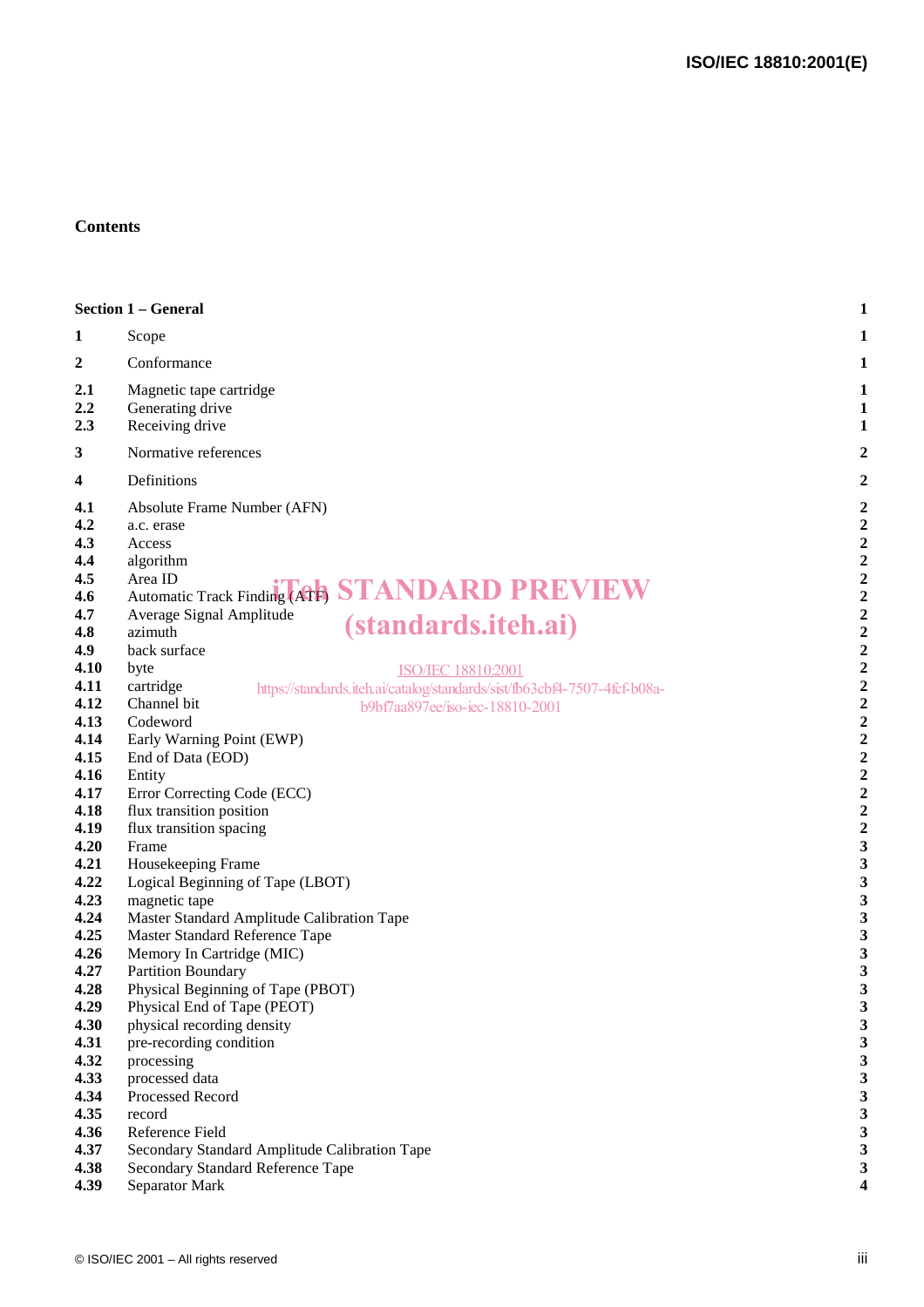## Contents

| | | |
|---|---|---|
| **Section 1 – General** | | **1** |
| **1** | Scope | **1** |
| **2** | Conformance | **1** |
| **2.1** | Magnetic tape cartridge | **1** |
| **2.2** | Generating drive | **1** |
| **2.3** | Receiving drive | **1** |
| **3** | Normative references | **2** |
| **4** | Definitions | **2** |
| **4.1** | Absolute Frame Number (AFN) | **2** |
| **4.2** | a.c. erase | **2** |
| **4.3** | Access | **2** |
| **4.4** | algorithm | **2** |
| **4.5** | Area ID | **2** |
| **4.6** | Automatic Track Finding (ATF) | **2** |
| **4.7** | Average Signal Amplitude | **2** |
| **4.8** | azimuth | **2** |
| **4.9** | back surface | **2** |
| **4.10** | byte | **2** |
| **4.11** | cartridge | **2** |
| **4.12** | Channel bit | **2** |
| **4.13** | Codeword | **2** |
| **4.14** | Early Warning Point (EWP) | **2** |
| **4.15** | End of Data (EOD) | **2** |
| **4.16** | Entity | **2** |
| **4.17** | Error Correcting Code (ECC) | **2** |
| **4.18** | flux transition position | **2** |
| **4.19** | flux transition spacing | **2** |
| **4.20** | Frame | **3** |
| **4.21** | Housekeeping Frame | **3** |
| **4.22** | Logical Beginning of Tape (LBOT) | **3** |
| **4.23** | magnetic tape | **3** |
| **4.24** | Master Standard Amplitude Calibration Tape | **3** |
| **4.25** | Master Standard Reference Tape | **3** |
| **4.26** | Memory In Cartridge (MIC) | **3** |
| **4.27** | Partition Boundary | **3** |
| **4.28** | Physical Beginning of Tape (PBOT) | **3** |
| **4.29** | Physical End of Tape (PEOT) | **3** |
| **4.30** | physical recording density | **3** |
| **4.31** | pre-recording condition | **3** |
| **4.32** | processing | **3** |
| **4.33** | processed data | **3** |
| **4.34** | Processed Record | **3** |
| **4.35** | record | **3** |
| **4.36** | Reference Field | **3** |
| **4.37** | Secondary Standard Amplitude Calibration Tape | **3** |
| **4.38** | Secondary Standard Reference Tape | **3** |
| **4.39** | Separator Mark | **4** |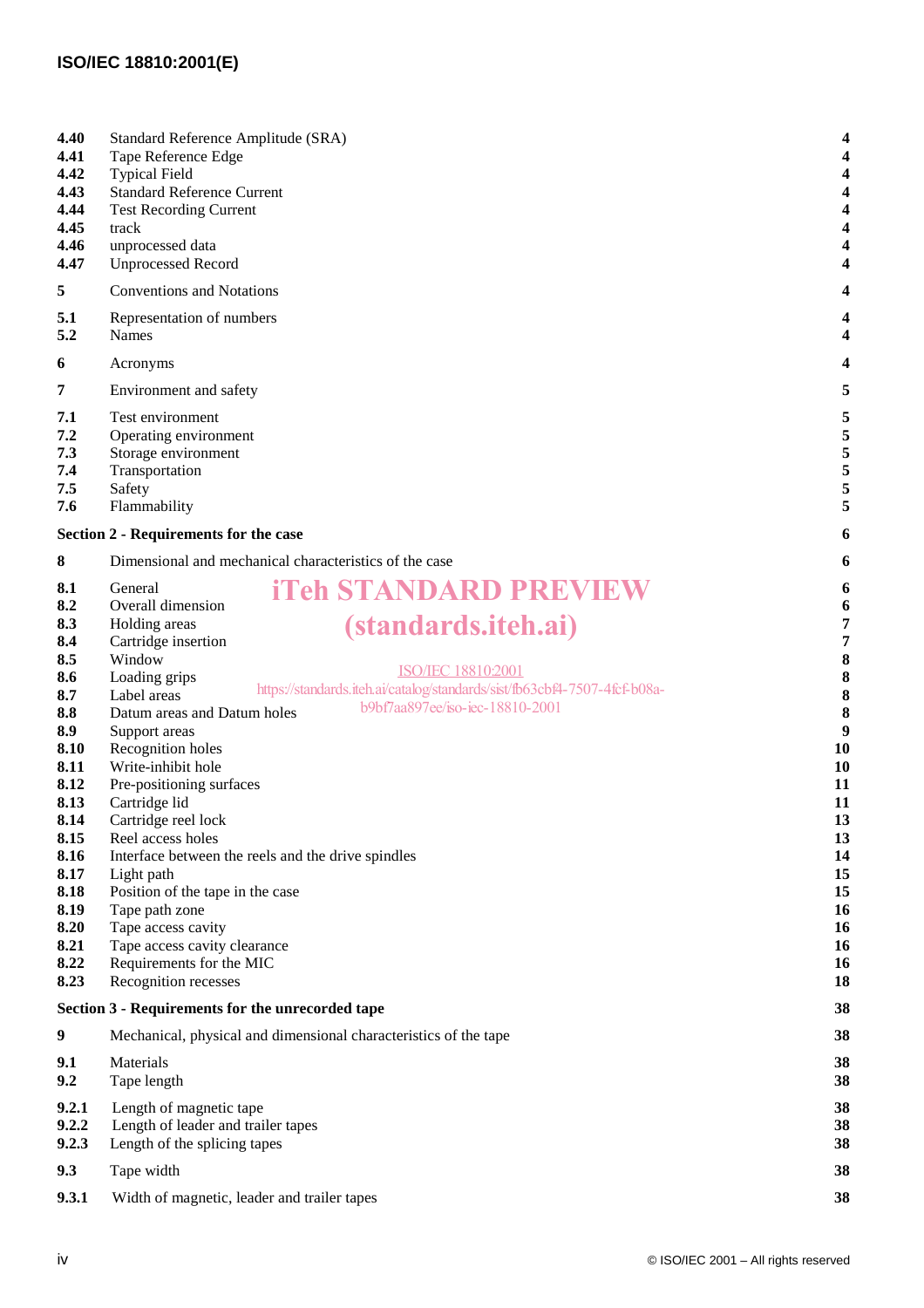| | | |
|---|---|---|
| 4.40 | Standard Reference Amplitude (SRA) | 4 |
| 4.41 | Tape Reference Edge | 4 |
| 4.42 | Typical Field | 4 |
| 4.43 | Standard Reference Current | 4 |
| 4.44 | Test Recording Current | 4 |
| 4.45 | track | 4 |
| 4.46 | unprocessed data | 4 |
| 4.47 | Unprocessed Record | 4 |
| 5 | Conventions and Notations | 4 |
| 5.1 | Representation of numbers | 4 |
| 5.2 | Names | 4 |
| 6 | Acronyms | 4 |
| 7 | Environment and safety | 5 |
| 7.1 | Test environment | 5 |
| 7.2 | Operating environment | 5 |
| 7.3 | Storage environment | 5 |
| 7.4 | Transportation | 5 |
| 7.5 | Safety | 5 |
| 7.6 | Flammability | 5 |
| **Section 2 - Requirements for the case** | | **6** |
| 8 | Dimensional and mechanical characteristics of the case | 6 |
| 8.1 | General | 6 |
| 8.2 | Overall dimension | 6 |
| 8.3 | Holding areas | 7 |
| 8.4 | Cartridge insertion | 7 |
| 8.5 | Window | 8 |
| 8.6 | Loading grips | 8 |
| 8.7 | Label areas | 8 |
| 8.8 | Datum areas and Datum holes | 8 |
| 8.9 | Support areas | 9 |
| 8.10 | Recognition holes | 10 |
| 8.11 | Write-inhibit hole | 10 |
| 8.12 | Pre-positioning surfaces | 11 |
| 8.13 | Cartridge lid | 11 |
| 8.14 | Cartridge reel lock | 13 |
| 8.15 | Reel access holes | 13 |
| 8.16 | Interface between the reels and the drive spindles | 14 |
| 8.17 | Light path | 15 |
| 8.18 | Position of the tape in the case | 15 |
| 8.19 | Tape path zone | 16 |
| 8.20 | Tape access cavity | 16 |
| 8.21 | Tape access cavity clearance | 16 |
| 8.22 | Requirements for the MIC | 16 |
| 8.23 | Recognition recesses | 18 |
| **Section 3 - Requirements for the unrecorded tape** | | **38** |
| 9 | Mechanical, physical and dimensional characteristics of the tape | 38 |
| 9.1 | Materials | 38 |
| 9.2 | Tape length | 38 |
| 9.2.1 | Length of magnetic tape | 38 |
| 9.2.2 | Length of leader and trailer tapes | 38 |
| 9.2.3 | Length of the splicing tapes | 38 |
| 9.3 | Tape width | 38 |
| 9.3.1 | Width of magnetic, leader and trailer tapes | 38 |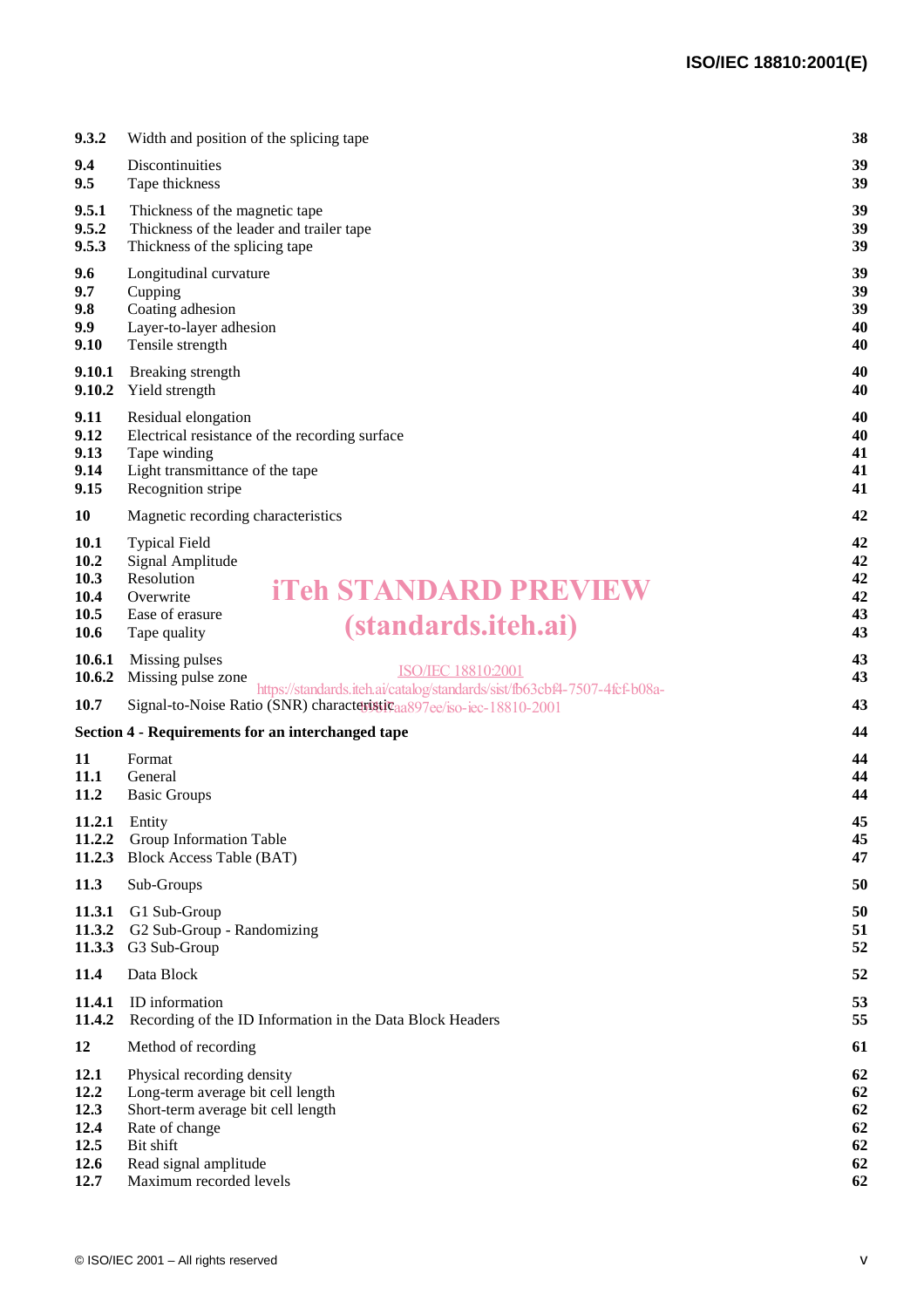| | | |
|---|---|---|
| **9.3.2** | Width and position of the splicing tape | **38** |
| **9.4** | Discontinuities | **39** |
| **9.5** | Tape thickness | **39** |
| **9.5.1** | Thickness of the magnetic tape | **39** |
| **9.5.2** | Thickness of the leader and trailer tape | **39** |
| **9.5.3** | Thickness of the splicing tape | **39** |
| **9.6** | Longitudinal curvature | **39** |
| **9.7** | Cupping | **39** |
| **9.8** | Coating adhesion | **39** |
| **9.9** | Layer-to-layer adhesion | **40** |
| **9.10** | Tensile strength | **40** |
| **9.10.1** | Breaking strength | **40** |
| **9.10.2** | Yield strength | **40** |
| **9.11** | Residual elongation | **40** |
| **9.12** | Electrical resistance of the recording surface | **40** |
| **9.13** | Tape winding | **41** |
| **9.14** | Light transmittance of the tape | **41** |
| **9.15** | Recognition stripe | **41** |
| **10** | Magnetic recording characteristics | **42** |
| **10.1** | Typical Field | **42** |
| **10.2** | Signal Amplitude | **42** |
| **10.3** | Resolution | **42** |
| **10.4** | Overwrite | **42** |
| **10.5** | Ease of erasure | **43** |
| **10.6** | Tape quality | **43** |
| **10.6.1** | Missing pulses | **43** |
| **10.6.2** | Missing pulse zone | **43** |
| **10.7** | Signal-to-Noise Ratio (SNR) characteristic | **43** |
| **Section 4 - Requirements for an interchanged tape** | | **44** |
| **11** | Format | **44** |
| **11.1** | General | **44** |
| **11.2** | Basic Groups | **44** |
| **11.2.1** | Entity | **45** |
| **11.2.2** | Group Information Table | **45** |
| **11.2.3** | Block Access Table (BAT) | **47** |
| **11.3** | Sub-Groups | **50** |
| **11.3.1** | G1 Sub-Group | **50** |
| **11.3.2** | G2 Sub-Group - Randomizing | **51** |
| **11.3.3** | G3 Sub-Group | **52** |
| **11.4** | Data Block | **52** |
| **11.4.1** | ID information | **53** |
| **11.4.2** | Recording of the ID Information in the Data Block Headers | **55** |
| **12** | Method of recording | **61** |
| **12.1** | Physical recording density | **62** |
| **12.2** | Long-term average bit cell length | **62** |
| **12.3** | Short-term average bit cell length | **62** |
| **12.4** | Rate of change | **62** |
| **12.5** | Bit shift | **62** |
| **12.6** | Read signal amplitude | **62** |
| **12.7** | Maximum recorded levels | **62** |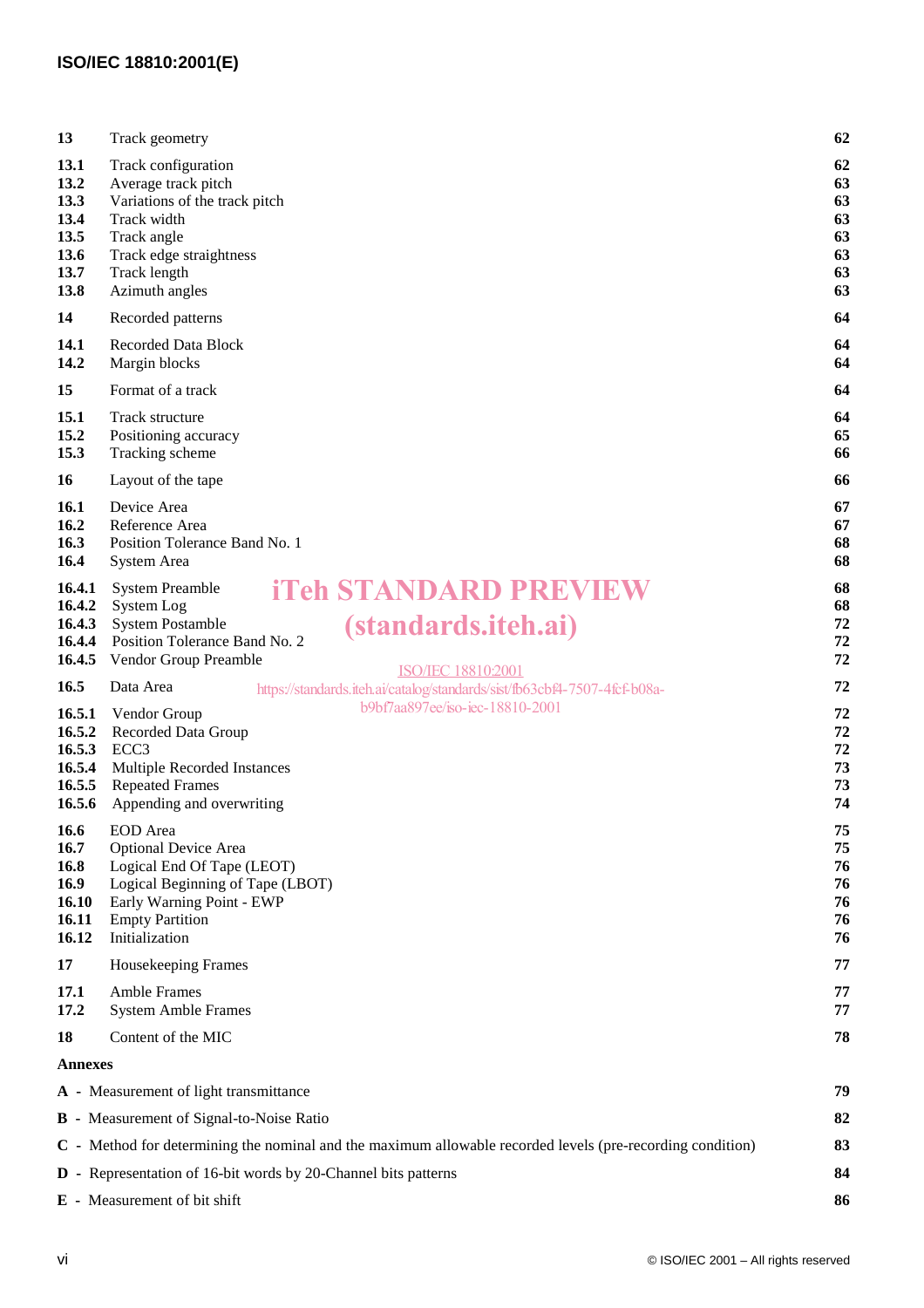| | | |
|---|---|---|
| **13** | Track geometry | **62** |
| **13.1** | Track configuration | **62** |
| **13.2** | Average track pitch | **63** |
| **13.3** | Variations of the track pitch | **63** |
| **13.4** | Track width | **63** |
| **13.5** | Track angle | **63** |
| **13.6** | Track edge straightness | **63** |
| **13.7** | Track length | **63** |
| **13.8** | Azimuth angles | **63** |
| **14** | Recorded patterns | **64** |
| **14.1** | Recorded Data Block | **64** |
| **14.2** | Margin blocks | **64** |
| **15** | Format of a track | **64** |
| **15.1** | Track structure | **64** |
| **15.2** | Positioning accuracy | **65** |
| **15.3** | Tracking scheme | **66** |
| **16** | Layout of the tape | **66** |
| **16.1** | Device Area | **67** |
| **16.2** | Reference Area | **67** |
| **16.3** | Position Tolerance Band No. 1 | **68** |
| **16.4** | System Area | **68** |
| **16.4.1** | System Preamble | **68** |
| **16.4.2** | System Log | **68** |
| **16.4.3** | System Postamble | **72** |
| **16.4.4** | Position Tolerance Band No. 2 | **72** |
| **16.4.5** | Vendor Group Preamble | **72** |
| **16.5** | Data Area | **72** |
| **16.5.1** | Vendor Group | **72** |
| **16.5.2** | Recorded Data Group | **72** |
| **16.5.3** | ECC3 | **72** |
| **16.5.4** | Multiple Recorded Instances | **73** |
| **16.5.5** | Repeated Frames | **73** |
| **16.5.6** | Appending and overwriting | **74** |
| **16.6** | EOD Area | **75** |
| **16.7** | Optional Device Area | **75** |
| **16.8** | Logical End Of Tape (LEOT) | **76** |
| **16.9** | Logical Beginning of Tape (LBOT) | **76** |
| **16.10** | Early Warning Point - EWP | **76** |
| **16.11** | Empty Partition | **76** |
| **16.12** | Initialization | **76** |
| **17** | Housekeeping Frames | **77** |
| **17.1** | Amble Frames | **77** |
| **17.2** | System Amble Frames | **77** |
| **18** | Content of the MIC | **78** |

**Annexes**

| | |
|---|---|
| **A** - Measurement of light transmittance | **79** |
| **B** - Measurement of Signal-to-Noise Ratio | **82** |
| **C** - Method for determining the nominal and the maximum allowable recorded levels (pre-recording condition) | **83** |
| **D** - Representation of 16-bit words by 20-Channel bits patterns | **84** |
| **E** - Measurement of bit shift | **86** |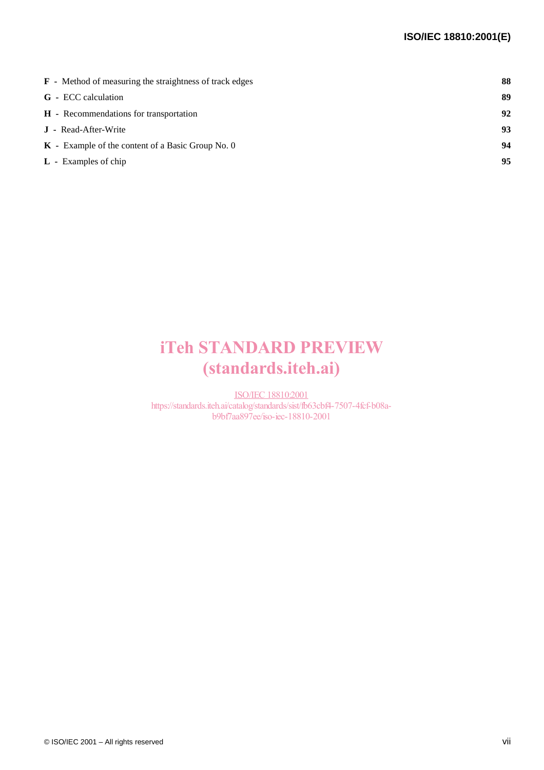**F** - Method of measuring the straightness of track edges **88**

**G** - ECC calculation **89**

**H** - Recommendations for transportation **92**

**J** - Read-After-Write **93**

**K** - Example of the content of a Basic Group No. 0 **94**

**L** - Examples of chip **95**

iTeh STANDARD PREVIEW
(standards.iteh.ai)

ISO/IEC 18810:2001
https://standards.iteh.ai/catalog/standards/sist/fb63cbf4-7507-4fcf-b08a-b9bf7aa897ee/iso-iec-18810-2001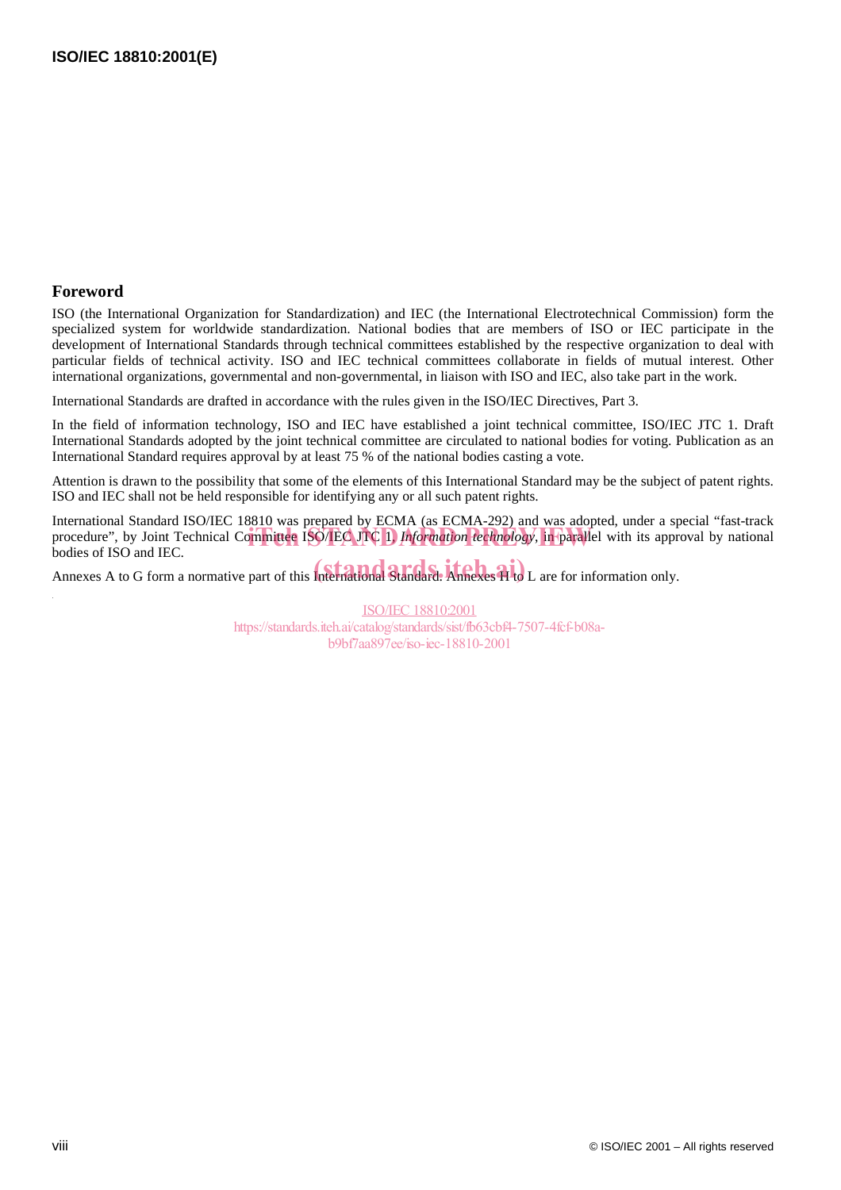## Foreword

ISO (the International Organization for Standardization) and IEC (the International Electrotechnical Commission) form the specialized system for worldwide standardization. National bodies that are members of ISO or IEC participate in the development of International Standards through technical committees established by the respective organization to deal with particular fields of technical activity. ISO and IEC technical committees collaborate in fields of mutual interest. Other international organizations, governmental and non-governmental, in liaison with ISO and IEC, also take part in the work.

International Standards are drafted in accordance with the rules given in the ISO/IEC Directives, Part 3.

In the field of information technology, ISO and IEC have established a joint technical committee, ISO/IEC JTC 1. Draft International Standards adopted by the joint technical committee are circulated to national bodies for voting. Publication as an International Standard requires approval by at least 75 % of the national bodies casting a vote.

Attention is drawn to the possibility that some of the elements of this International Standard may be the subject of patent rights. ISO and IEC shall not be held responsible for identifying any or all such patent rights.

International Standard ISO/IEC 18810 was prepared by ECMA (as ECMA-292) and was adopted, under a special "fast-track procedure", by Joint Technical Committee ISO/IEC JTC 1, *Information technology*, in parallel with its approval by national bodies of ISO and IEC.

Annexes A to G form a normative part of this International Standard. Annexes H to L are for information only.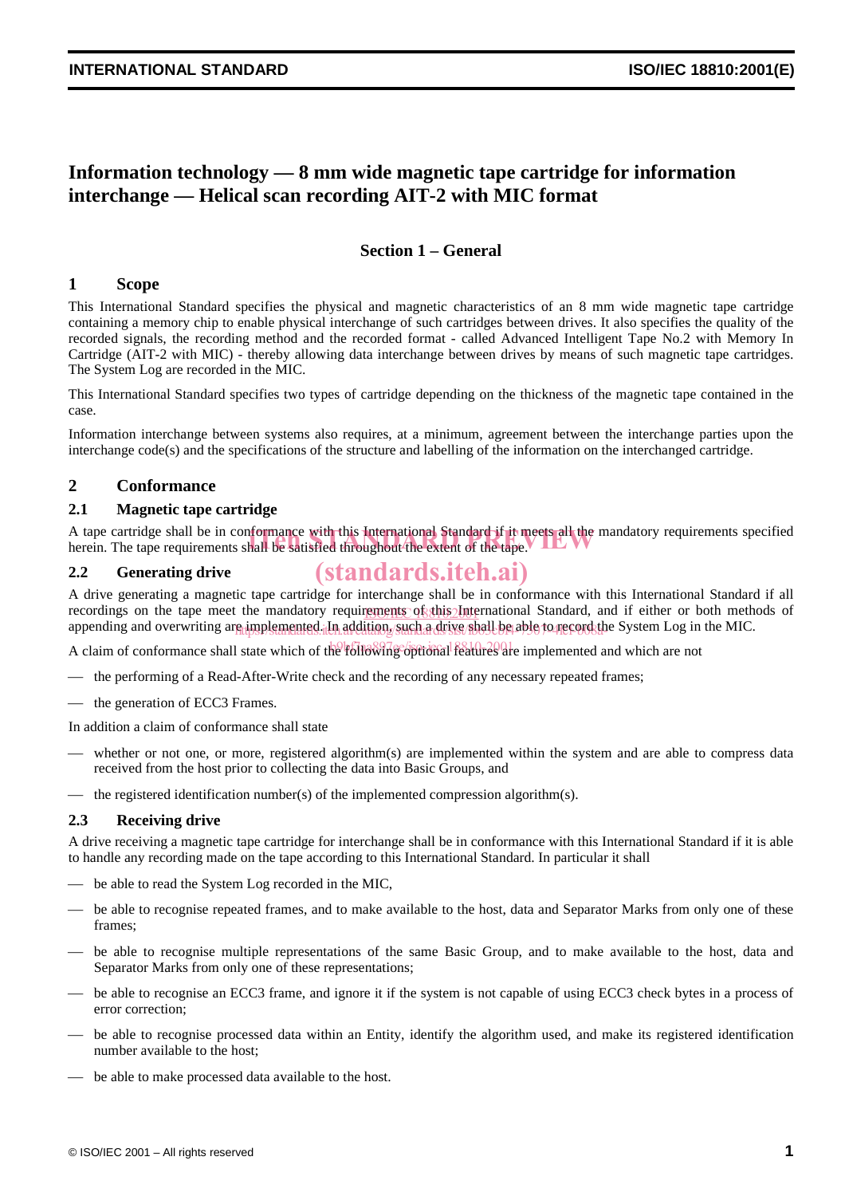# Information technology — 8 mm wide magnetic tape cartridge for information interchange — Helical scan recording AIT-2 with MIC format

## Section 1 – General

## 1 Scope

This International Standard specifies the physical and magnetic characteristics of an 8 mm wide magnetic tape cartridge containing a memory chip to enable physical interchange of such cartridges between drives. It also specifies the quality of the recorded signals, the recording method and the recorded format - called Advanced Intelligent Tape No.2 with Memory In Cartridge (AIT-2 with MIC) - thereby allowing data interchange between drives by means of such magnetic tape cartridges. The System Log are recorded in the MIC.

This International Standard specifies two types of cartridge depending on the thickness of the magnetic tape contained in the case.

Information interchange between systems also requires, at a minimum, agreement between the interchange parties upon the interchange code(s) and the specifications of the structure and labelling of the information on the interchanged cartridge.

## 2 Conformance

### 2.1 Magnetic tape cartridge

A tape cartridge shall be in conformance with this International Standard if it meets all the mandatory requirements specified herein. The tape requirements shall be satisfied throughout the extent of the tape.

### 2.2 Generating drive

A drive generating a magnetic tape cartridge for interchange shall be in conformance with this International Standard if all recordings on the tape meet the mandatory requirements of this International Standard, and if either or both methods of appending and overwriting are implemented. In addition, such a drive shall be able to record the System Log in the MIC.

A claim of conformance shall state which of the following optional features are implemented and which are not

- the performing of a Read-After-Write check and the recording of any necessary repeated frames;
- the generation of ECC3 Frames.

In addition a claim of conformance shall state

- whether or not one, or more, registered algorithm(s) are implemented within the system and are able to compress data received from the host prior to collecting the data into Basic Groups, and
- the registered identification number(s) of the implemented compression algorithm(s).

### 2.3 Receiving drive

A drive receiving a magnetic tape cartridge for interchange shall be in conformance with this International Standard if it is able to handle any recording made on the tape according to this International Standard. In particular it shall

- be able to read the System Log recorded in the MIC,
- be able to recognise repeated frames, and to make available to the host, data and Separator Marks from only one of these frames;
- be able to recognise multiple representations of the same Basic Group, and to make available to the host, data and Separator Marks from only one of these representations;
- be able to recognise an ECC3 frame, and ignore it if the system is not capable of using ECC3 check bytes in a process of error correction;
- be able to recognise processed data within an Entity, identify the algorithm used, and make its registered identification number available to the host;
- be able to make processed data available to the host.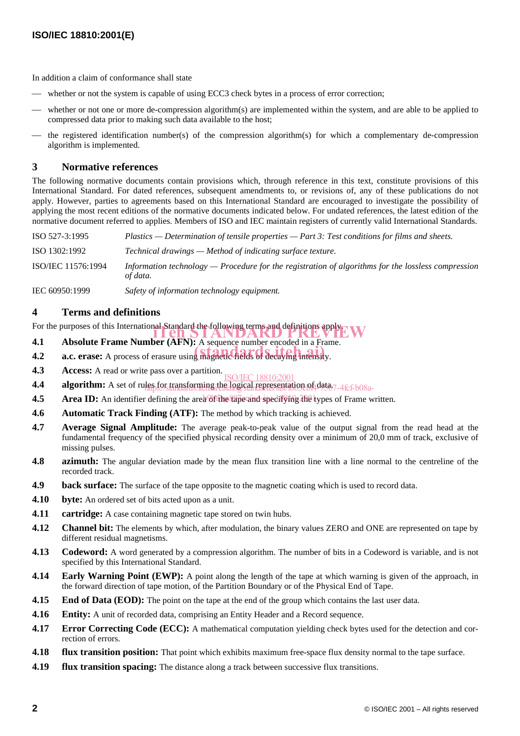In addition a claim of conformance shall state

- whether or not the system is capable of using ECC3 check bytes in a process of error correction;
- whether or not one or more de-compression algorithm(s) are implemented within the system, and are able to be applied to compressed data prior to making such data available to the host;
- the registered identification number(s) of the compression algorithm(s) for which a complementary de-compression algorithm is implemented.

## 3 Normative references

The following normative documents contain provisions which, through reference in this text, constitute provisions of this International Standard. For dated references, subsequent amendments to, or revisions of, any of these publications do not apply. However, parties to agreements based on this International Standard are encouraged to investigate the possibility of applying the most recent editions of the normative documents indicated below. For undated references, the latest edition of the normative document referred to applies. Members of ISO and IEC maintain registers of currently valid International Standards.

| | |
|---|---|
| ISO 527-3:1995 | *Plastics — Determination of tensile properties — Part 3: Test conditions for films and sheets.* |
| ISO 1302:1992 | *Technical drawings — Method of indicating surface texture.* |
| ISO/IEC 11576:1994 | *Information technology — Procedure for the registration of algorithms for the lossless compression of data.* |
| IEC 60950:1999 | *Safety of information technology equipment.* |

## 4 Terms and definitions

For the purposes of this International Standard the following terms and definitions apply.

**4.1 Absolute Frame Number (AFN):** A sequence number encoded in a Frame.

**4.2 a.c. erase:** A process of erasure using magnetic fields of decaying intensity.

**4.3 Access:** A read or write pass over a partition.

**4.4 algorithm:** A set of rules for transforming the logical representation of data.

**4.5 Area ID:** An identifier defining the area of the tape and specifying the types of Frame written.

**4.6 Automatic Track Finding (ATF):** The method by which tracking is achieved.

**4.7 Average Signal Amplitude:** The average peak-to-peak value of the output signal from the read head at the fundamental frequency of the specified physical recording density over a minimum of 20,0 mm of track, exclusive of missing pulses.

**4.8 azimuth:** The angular deviation made by the mean flux transition line with a line normal to the centreline of the recorded track.

**4.9 back surface:** The surface of the tape opposite to the magnetic coating which is used to record data.

**4.10 byte:** An ordered set of bits acted upon as a unit.

**4.11 cartridge:** A case containing magnetic tape stored on twin hubs.

**4.12 Channel bit:** The elements by which, after modulation, the binary values ZERO and ONE are represented on tape by different residual magnetisms.

**4.13 Codeword:** A word generated by a compression algorithm. The number of bits in a Codeword is variable, and is not specified by this International Standard.

**4.14 Early Warning Point (EWP):** A point along the length of the tape at which warning is given of the approach, in the forward direction of tape motion, of the Partition Boundary or of the Physical End of Tape.

**4.15 End of Data (EOD):** The point on the tape at the end of the group which contains the last user data.

**4.16 Entity:** A unit of recorded data, comprising an Entity Header and a Record sequence.

**4.17 Error Correcting Code (ECC):** A mathematical computation yielding check bytes used for the detection and correction of errors.

**4.18 flux transition position:** That point which exhibits maximum free-space flux density normal to the tape surface.

**4.19 flux transition spacing:** The distance along a track between successive flux transitions.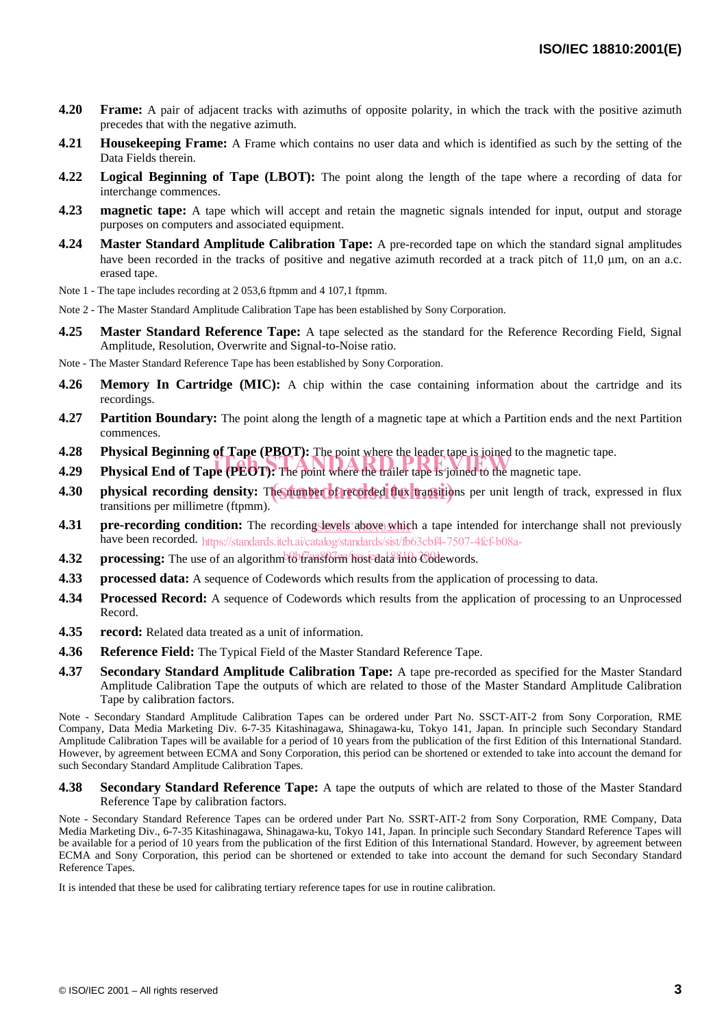**4.20 Frame:** A pair of adjacent tracks with azimuths of opposite polarity, in which the track with the positive azimuth precedes that with the negative azimuth.

**4.21 Housekeeping Frame:** A Frame which contains no user data and which is identified as such by the setting of the Data Fields therein.

**4.22 Logical Beginning of Tape (LBOT):** The point along the length of the tape where a recording of data for interchange commences.

**4.23 magnetic tape:** A tape which will accept and retain the magnetic signals intended for input, output and storage purposes on computers and associated equipment.

**4.24 Master Standard Amplitude Calibration Tape:** A pre-recorded tape on which the standard signal amplitudes have been recorded in the tracks of positive and negative azimuth recorded at a track pitch of 11,0 µm, on an a.c. erased tape.

Note 1 - The tape includes recording at 2 053,6 ftpmm and 4 107,1 ftpmm.

Note 2 - The Master Standard Amplitude Calibration Tape has been established by Sony Corporation.

**4.25 Master Standard Reference Tape:** A tape selected as the standard for the Reference Recording Field, Signal Amplitude, Resolution, Overwrite and Signal-to-Noise ratio.

Note - The Master Standard Reference Tape has been established by Sony Corporation.

**4.26 Memory In Cartridge (MIC):** A chip within the case containing information about the cartridge and its recordings.

**4.27 Partition Boundary:** The point along the length of a magnetic tape at which a Partition ends and the next Partition commences.

**4.28 Physical Beginning of Tape (PBOT):** The point where the leader tape is joined to the magnetic tape.

**4.29 Physical End of Tape (PEOT):** The point where the trailer tape is joined to the magnetic tape.

**4.30 physical recording density:** The number of recorded flux transitions per unit length of track, expressed in flux transitions per millimetre (ftpmm).

**4.31 pre-recording condition:** The recording levels above which a tape intended for interchange shall not previously have been recorded.

**4.32 processing:** The use of an algorithm to transform host data into Codewords.

**4.33 processed data:** A sequence of Codewords which results from the application of processing to data.

**4.34 Processed Record:** A sequence of Codewords which results from the application of processing to an Unprocessed Record.

**4.35 record:** Related data treated as a unit of information.

**4.36 Reference Field:** The Typical Field of the Master Standard Reference Tape.

**4.37 Secondary Standard Amplitude Calibration Tape:** A tape pre-recorded as specified for the Master Standard Amplitude Calibration Tape the outputs of which are related to those of the Master Standard Amplitude Calibration Tape by calibration factors.

Note - Secondary Standard Amplitude Calibration Tapes can be ordered under Part No. SSCT-AIT-2 from Sony Corporation, RME Company, Data Media Marketing Div. 6-7-35 Kitashinagawa, Shinagawa-ku, Tokyo 141, Japan. In principle such Secondary Standard Amplitude Calibration Tapes will be available for a period of 10 years from the publication of the first Edition of this International Standard. However, by agreement between ECMA and Sony Corporation, this period can be shortened or extended to take into account the demand for such Secondary Standard Amplitude Calibration Tapes.

**4.38 Secondary Standard Reference Tape:** A tape the outputs of which are related to those of the Master Standard Reference Tape by calibration factors.

Note - Secondary Standard Reference Tapes can be ordered under Part No. SSRT-AIT-2 from Sony Corporation, RME Company, Data Media Marketing Div., 6-7-35 Kitashinagawa, Shinagawa-ku, Tokyo 141, Japan. In principle such Secondary Standard Reference Tapes will be available for a period of 10 years from the publication of the first Edition of this International Standard. However, by agreement between ECMA and Sony Corporation, this period can be shortened or extended to take into account the demand for such Secondary Standard Reference Tapes.

It is intended that these be used for calibrating tertiary reference tapes for use in routine calibration.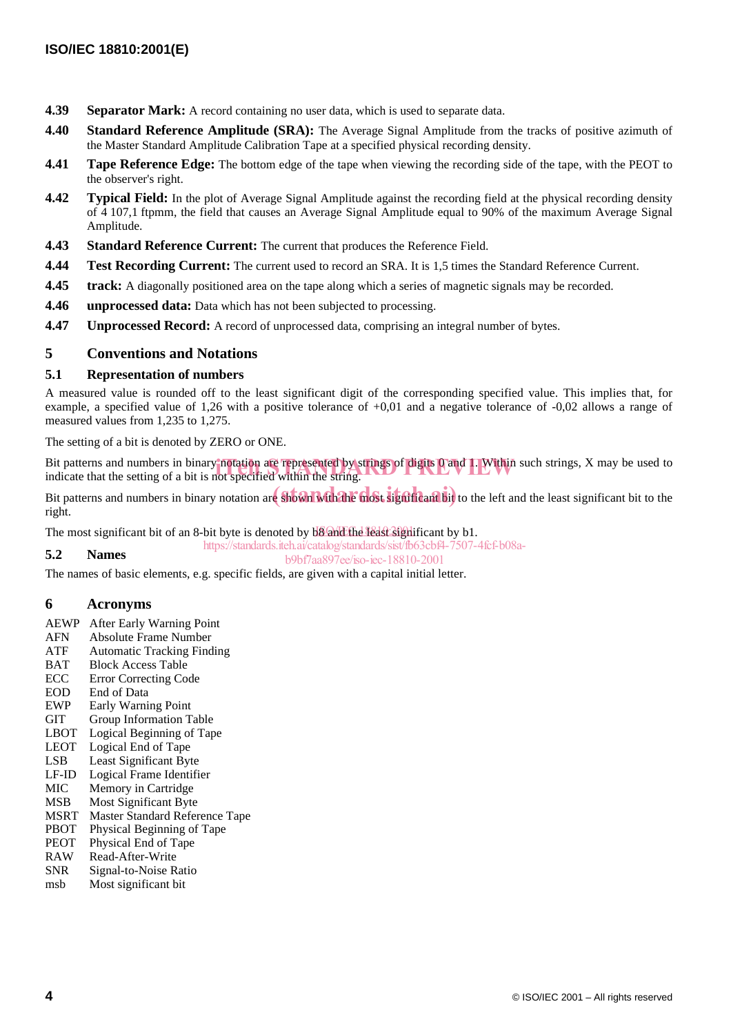**4.39 Separator Mark:** A record containing no user data, which is used to separate data.

**4.40 Standard Reference Amplitude (SRA):** The Average Signal Amplitude from the tracks of positive azimuth of the Master Standard Amplitude Calibration Tape at a specified physical recording density.

**4.41 Tape Reference Edge:** The bottom edge of the tape when viewing the recording side of the tape, with the PEOT to the observer's right.

**4.42 Typical Field:** In the plot of Average Signal Amplitude against the recording field at the physical recording density of 4 107,1 ftpmm, the field that causes an Average Signal Amplitude equal to 90% of the maximum Average Signal Amplitude.

**4.43 Standard Reference Current:** The current that produces the Reference Field.

**4.44 Test Recording Current:** The current used to record an SRA. It is 1,5 times the Standard Reference Current.

**4.45 track:** A diagonally positioned area on the tape along which a series of magnetic signals may be recorded.

**4.46 unprocessed data:** Data which has not been subjected to processing.

**4.47 Unprocessed Record:** A record of unprocessed data, comprising an integral number of bytes.

## 5 Conventions and Notations

### 5.1 Representation of numbers

A measured value is rounded off to the least significant digit of the corresponding specified value. This implies that, for example, a specified value of 1,26 with a positive tolerance of +0,01 and a negative tolerance of -0,02 allows a range of measured values from 1,235 to 1,275.

The setting of a bit is denoted by ZERO or ONE.

Bit patterns and numbers in binary notation are represented by strings of digits 0 and 1. Within such strings, X may be used to indicate that the setting of a bit is not specified within the string.

Bit patterns and numbers in binary notation are shown with the most significant bit to the left and the least significant bit to the right.

The most significant bit of an 8-bit byte is denoted by b8 and the least significant by b1.

### 5.2 Names

The names of basic elements, e.g. specific fields, are given with a capital initial letter.

## 6 Acronyms

| | |
|---|---|
| AEWP | After Early Warning Point |
| AFN | Absolute Frame Number |
| ATF | Automatic Tracking Finding |
| BAT | Block Access Table |
| ECC | Error Correcting Code |
| EOD | End of Data |
| EWP | Early Warning Point |
| GIT | Group Information Table |
| LBOT | Logical Beginning of Tape |
| LEOT | Logical End of Tape |
| LSB | Least Significant Byte |
| LF-ID | Logical Frame Identifier |
| MIC | Memory in Cartridge |
| MSB | Most Significant Byte |
| MSRT | Master Standard Reference Tape |
| PBOT | Physical Beginning of Tape |
| PEOT | Physical End of Tape |
| RAW | Read-After-Write |
| SNR | Signal-to-Noise Ratio |
| msb | Most significant bit |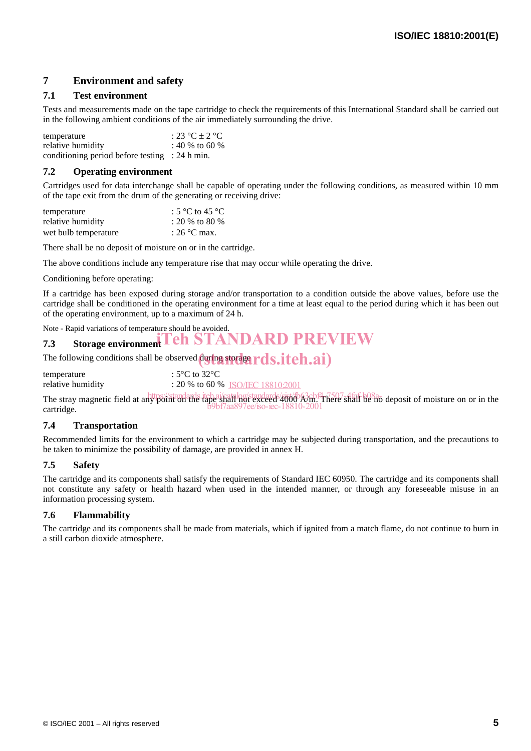## 7 Environment and safety

### 7.1 Test environment

Tests and measurements made on the tape cartridge to check the requirements of this International Standard shall be carried out in the following ambient conditions of the air immediately surrounding the drive.

| | |
|---|---|
| temperature | : 23 °C ± 2 °C |
| relative humidity | : 40 % to 60 % |
| conditioning period before testing | : 24 h min. |

### 7.2 Operating environment

Cartridges used for data interchange shall be capable of operating under the following conditions, as measured within 10 mm of the tape exit from the drum of the generating or receiving drive:

| | |
|---|---|
| temperature | : 5 °C to 45 °C |
| relative humidity | : 20 % to 80 % |
| wet bulb temperature | : 26 °C max. |

There shall be no deposit of moisture on or in the cartridge.

The above conditions include any temperature rise that may occur while operating the drive.

Conditioning before operating:

If a cartridge has been exposed during storage and/or transportation to a condition outside the above values, before use the cartridge shall be conditioned in the operating environment for a time at least equal to the period during which it has been out of the operating environment, up to a maximum of 24 h.

Note - Rapid variations of temperature should be avoided.

### 7.3 Storage environment

The following conditions shall be observed during storage:

| | |
|---|---|
| temperature | : 5°C to 32°C |
| relative humidity | : 20 % to 60 % |

The stray magnetic field at any point on the tape shall not exceed 4000 A/m. There shall be no deposit of moisture on or in the cartridge.

### 7.4 Transportation

Recommended limits for the environment to which a cartridge may be subjected during transportation, and the precautions to be taken to minimize the possibility of damage, are provided in annex H.

### 7.5 Safety

The cartridge and its components shall satisfy the requirements of Standard IEC 60950. The cartridge and its components shall not constitute any safety or health hazard when used in the intended manner, or through any foreseeable misuse in an information processing system.

### 7.6 Flammability

The cartridge and its components shall be made from materials, which if ignited from a match flame, do not continue to burn in a still carbon dioxide atmosphere.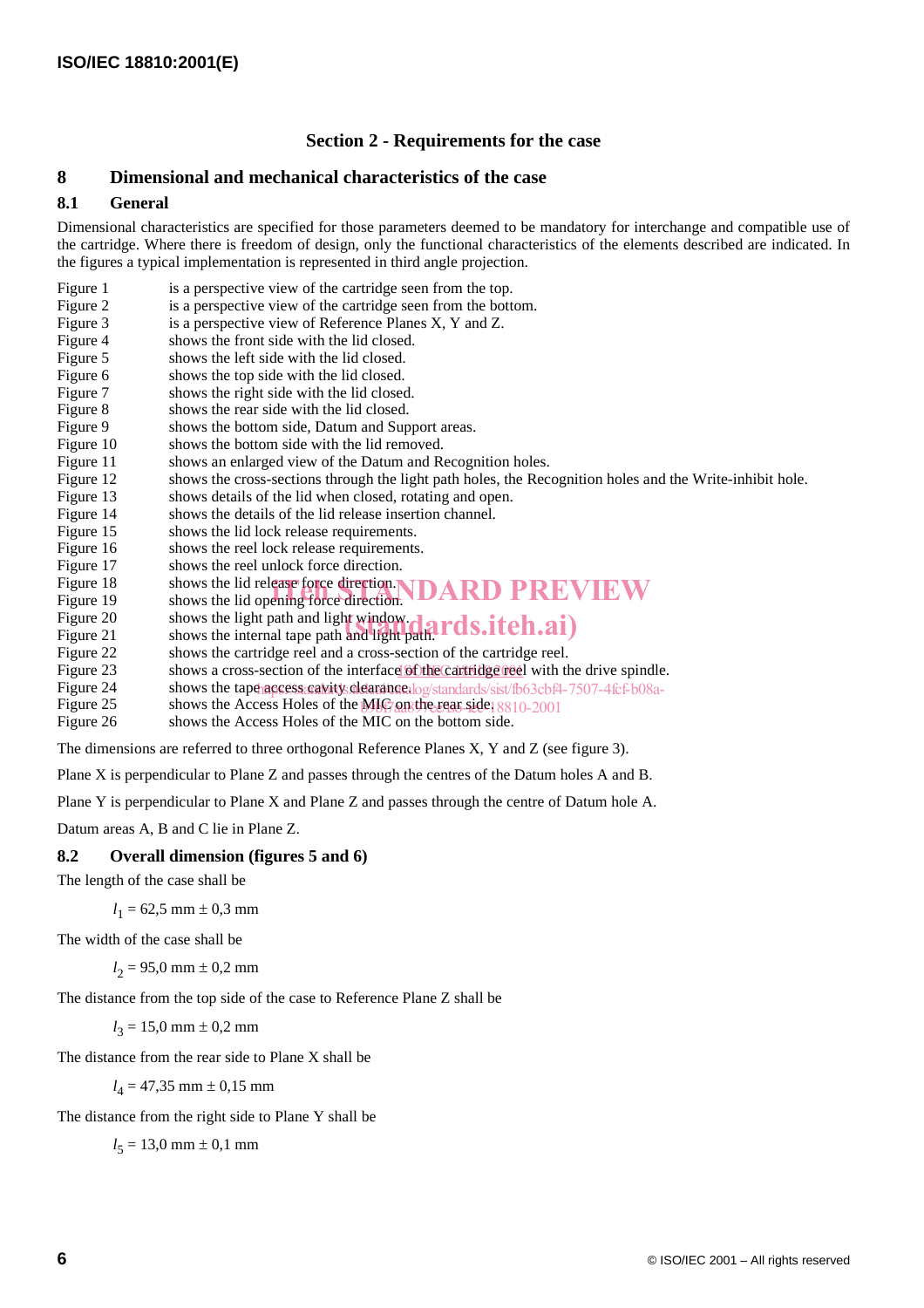## Section 2 - Requirements for the case

# 8 Dimensional and mechanical characteristics of the case

## 8.1 General

Dimensional characteristics are specified for those parameters deemed to be mandatory for interchange and compatible use of the cartridge. Where there is freedom of design, only the functional characteristics of the elements described are indicated. In the figures a typical implementation is represented in third angle projection.

| | |
|---|---|
| Figure 1 | is a perspective view of the cartridge seen from the top. |
| Figure 2 | is a perspective view of the cartridge seen from the bottom. |
| Figure 3 | is a perspective view of Reference Planes X, Y and Z. |
| Figure 4 | shows the front side with the lid closed. |
| Figure 5 | shows the left side with the lid closed. |
| Figure 6 | shows the top side with the lid closed. |
| Figure 7 | shows the right side with the lid closed. |
| Figure 8 | shows the rear side with the lid closed. |
| Figure 9 | shows the bottom side, Datum and Support areas. |
| Figure 10 | shows the bottom side with the lid removed. |
| Figure 11 | shows an enlarged view of the Datum and Recognition holes. |
| Figure 12 | shows the cross-sections through the light path holes, the Recognition holes and the Write-inhibit hole. |
| Figure 13 | shows details of the lid when closed, rotating and open. |
| Figure 14 | shows the details of the lid release insertion channel. |
| Figure 15 | shows the lid lock release requirements. |
| Figure 16 | shows the reel lock release requirements. |
| Figure 17 | shows the reel unlock force direction. |
| Figure 18 | shows the lid release force direction. |
| Figure 19 | shows the lid opening force direction. |
| Figure 20 | shows the light path and light window. |
| Figure 21 | shows the internal tape path and light path. |
| Figure 22 | shows the cartridge reel and a cross-section of the cartridge reel. |
| Figure 23 | shows a cross-section of the interface of the cartridge reel with the drive spindle. |
| Figure 24 | shows the tape access cavity clearance. |
| Figure 25 | shows the Access Holes of the MIC on the rear side. |
| Figure 26 | shows the Access Holes of the MIC on the bottom side. |

The dimensions are referred to three orthogonal Reference Planes X, Y and Z (see figure 3).

Plane X is perpendicular to Plane Z and passes through the centres of the Datum holes A and B.

Plane Y is perpendicular to Plane X and Plane Z and passes through the centre of Datum hole A.

Datum areas A, B and C lie in Plane Z.

## 8.2 Overall dimension (figures 5 and 6)

The length of the case shall be

$l_1$ = 62,5 mm ± 0,3 mm

The width of the case shall be

$l_2$ = 95,0 mm ± 0,2 mm

The distance from the top side of the case to Reference Plane Z shall be

$l_3$ = 15,0 mm ± 0,2 mm

The distance from the rear side to Plane X shall be

$l_4$ = 47,35 mm ± 0,15 mm

The distance from the right side to Plane Y shall be

$l_5$ = 13,0 mm ± 0,1 mm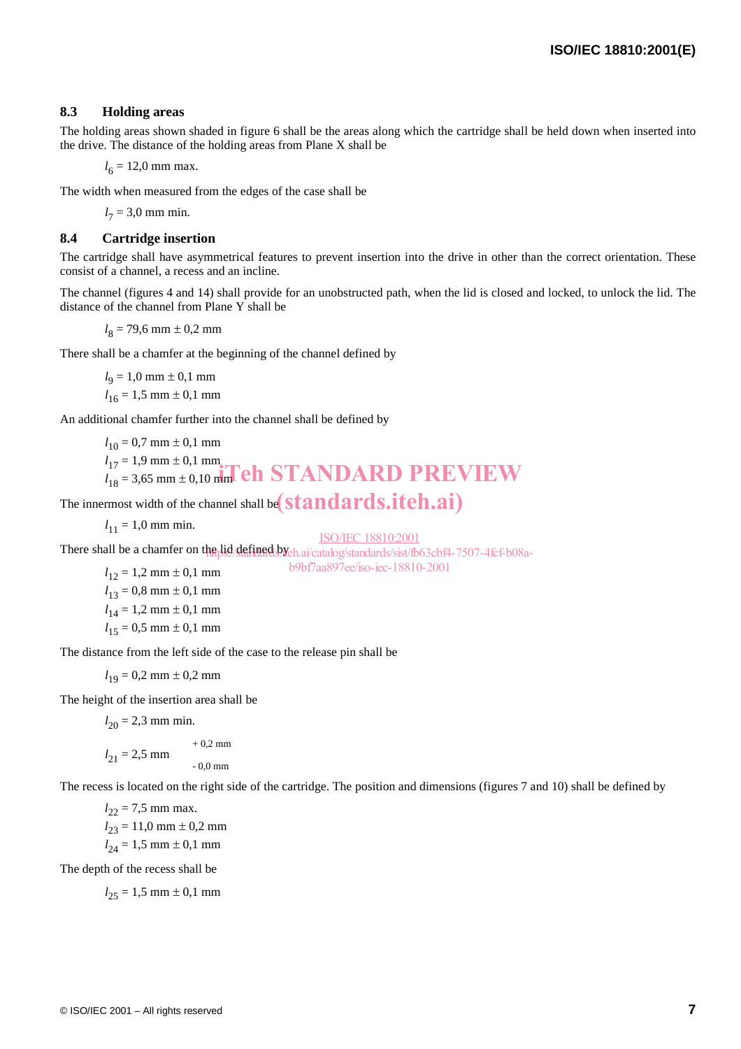### 8.3 Holding areas

The holding areas shown shaded in figure 6 shall be the areas along which the cartridge shall be held down when inserted into the drive. The distance of the holding areas from Plane X shall be

$l_6$ = 12,0 mm max.

The width when measured from the edges of the case shall be

$l_7$ = 3,0 mm min.

### 8.4 Cartridge insertion

The cartridge shall have asymmetrical features to prevent insertion into the drive in other than the correct orientation. These consist of a channel, a recess and an incline.

The channel (figures 4 and 14) shall provide for an unobstructed path, when the lid is closed and locked, to unlock the lid. The distance of the channel from Plane Y shall be

$l_8$ = 79,6 mm ± 0,2 mm

There shall be a chamfer at the beginning of the channel defined by

$l_9$ = 1,0 mm ± 0,1 mm

$l_{16}$ = 1,5 mm ± 0,1 mm

An additional chamfer further into the channel shall be defined by

$l_{10}$ = 0,7 mm ± 0,1 mm

$l_{17}$ = 1,9 mm ± 0,1 mm

$l_{18}$ = 3,65 mm ± 0,10 mm

The innermost width of the channel shall be

$l_{11}$ = 1,0 mm min.

There shall be a chamfer on the lid defined by

$l_{12}$ = 1,2 mm ± 0,1 mm

$l_{13}$ = 0,8 mm ± 0,1 mm

$l_{14}$ = 1,2 mm ± 0,1 mm

$l_{15}$ = 0,5 mm ± 0,1 mm

The distance from the left side of the case to the release pin shall be

$l_{19}$ = 0,2 mm ± 0,2 mm

The height of the insertion area shall be

$l_{20}$ = 2,3 mm min.

$l_{21} = 2,5\ \text{mm}\ ^{+\,0,2\ \text{mm}}_{-\,0,0\ \text{mm}}$

The recess is located on the right side of the cartridge. The position and dimensions (figures 7 and 10) shall be defined by

$l_{22}$ = 7,5 mm max.

$l_{23}$ = 11,0 mm ± 0,2 mm

$l_{24}$ = 1,5 mm ± 0,1 mm

The depth of the recess shall be

$l_{25}$ = 1,5 mm ± 0,1 mm